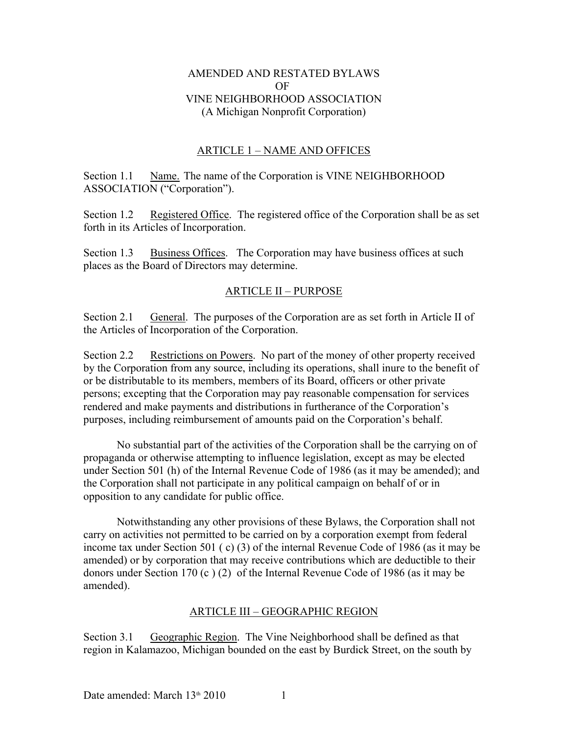# AMENDED AND RESTATED BYLAWS
# OF
# VINE NEIGHBORHOOD ASSOCIATION
# (A Michigan Nonprofit Corporation)

## ARTICLE 1 – NAME AND OFFICES

Section 1.1 Name. The name of the Corporation is VINE NEIGHBORHOOD ASSOCIATION ("Corporation").

Section 1.2 Registered Office. The registered office of the Corporation shall be as set forth in its Articles of Incorporation.

Section 1.3 Business Offices. The Corporation may have business offices at such places as the Board of Directors may determine.

## ARTICLE II – PURPOSE

Section 2.1 General. The purposes of the Corporation are as set forth in Article II of the Articles of Incorporation of the Corporation.

Section 2.2 Restrictions on Powers. No part of the money of other property received by the Corporation from any source, including its operations, shall inure to the benefit of or be distributable to its members, members of its Board, officers or other private persons; excepting that the Corporation may pay reasonable compensation for services rendered and make payments and distributions in furtherance of the Corporation's purposes, including reimbursement of amounts paid on the Corporation's behalf.

No substantial part of the activities of the Corporation shall be the carrying on of propaganda or otherwise attempting to influence legislation, except as may be elected under Section 501 (h) of the Internal Revenue Code of 1986 (as it may be amended); and the Corporation shall not participate in any political campaign on behalf of or in opposition to any candidate for public office.

Notwithstanding any other provisions of these Bylaws, the Corporation shall not carry on activities not permitted to be carried on by a corporation exempt from federal income tax under Section 501 ( c) (3) of the internal Revenue Code of 1986 (as it may be amended) or by corporation that may receive contributions which are deductible to their donors under Section 170 (c ) (2) of the Internal Revenue Code of 1986 (as it may be amended).

## ARTICLE III – GEOGRAPHIC REGION

Section 3.1 Geographic Region. The Vine Neighborhood shall be defined as that region in Kalamazoo, Michigan bounded on the east by Burdick Street, on the south by

Date amended: March 13th 2010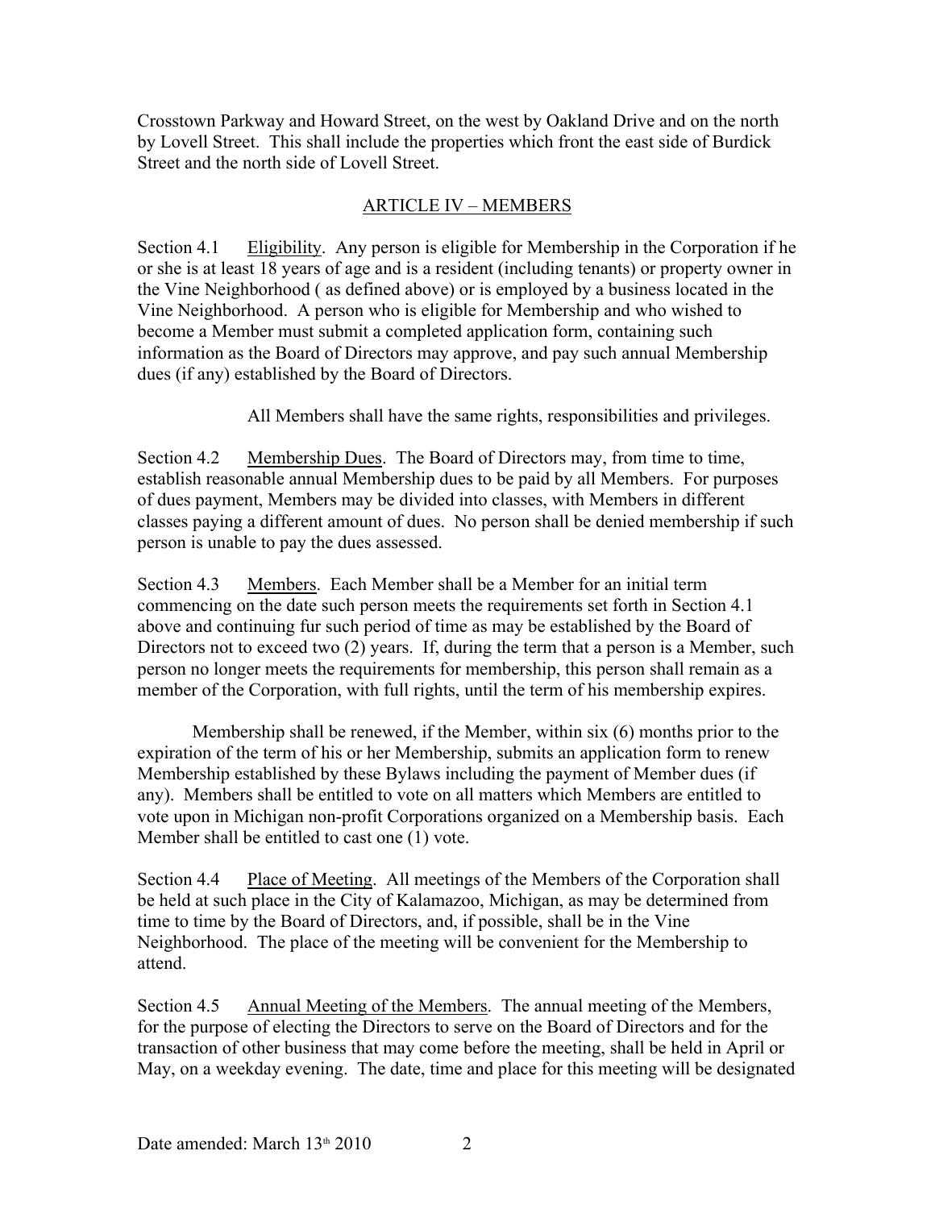Crosstown Parkway and Howard Street, on the west by Oakland Drive and on the north by Lovell Street. This shall include the properties which front the east side of Burdick Street and the north side of Lovell Street.

## ARTICLE IV – MEMBERS

Section 4.1 Eligibility. Any person is eligible for Membership in the Corporation if he or she is at least 18 years of age and is a resident (including tenants) or property owner in the Vine Neighborhood ( as defined above) or is employed by a business located in the Vine Neighborhood. A person who is eligible for Membership and who wished to become a Member must submit a completed application form, containing such information as the Board of Directors may approve, and pay such annual Membership dues (if any) established by the Board of Directors.

All Members shall have the same rights, responsibilities and privileges.

Section 4.2 Membership Dues. The Board of Directors may, from time to time, establish reasonable annual Membership dues to be paid by all Members. For purposes of dues payment, Members may be divided into classes, with Members in different classes paying a different amount of dues. No person shall be denied membership if such person is unable to pay the dues assessed.

Section 4.3 Members. Each Member shall be a Member for an initial term commencing on the date such person meets the requirements set forth in Section 4.1 above and continuing fur such period of time as may be established by the Board of Directors not to exceed two (2) years. If, during the term that a person is a Member, such person no longer meets the requirements for membership, this person shall remain as a member of the Corporation, with full rights, until the term of his membership expires.

Membership shall be renewed, if the Member, within six (6) months prior to the expiration of the term of his or her Membership, submits an application form to renew Membership established by these Bylaws including the payment of Member dues (if any). Members shall be entitled to vote on all matters which Members are entitled to vote upon in Michigan non-profit Corporations organized on a Membership basis. Each Member shall be entitled to cast one (1) vote.

Section 4.4 Place of Meeting. All meetings of the Members of the Corporation shall be held at such place in the City of Kalamazoo, Michigan, as may be determined from time to time by the Board of Directors, and, if possible, shall be in the Vine Neighborhood. The place of the meeting will be convenient for the Membership to attend.

Section 4.5 Annual Meeting of the Members. The annual meeting of the Members, for the purpose of electing the Directors to serve on the Board of Directors and for the transaction of other business that may come before the meeting, shall be held in April or May, on a weekday evening. The date, time and place for this meeting will be designated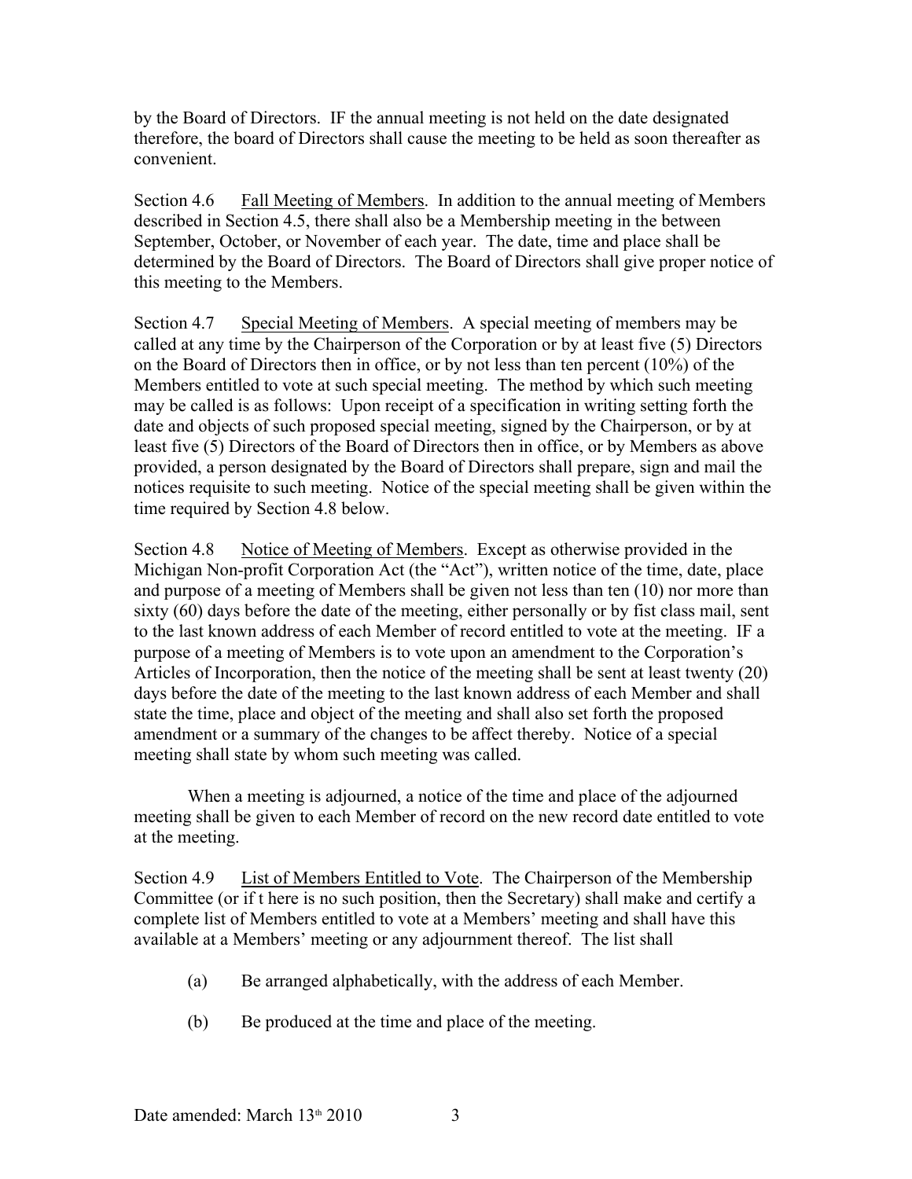by the Board of Directors. IF the annual meeting is not held on the date designated therefore, the board of Directors shall cause the meeting to be held as soon thereafter as convenient.

Section 4.6 Fall Meeting of Members. In addition to the annual meeting of Members described in Section 4.5, there shall also be a Membership meeting in the between September, October, or November of each year. The date, time and place shall be determined by the Board of Directors. The Board of Directors shall give proper notice of this meeting to the Members.

Section 4.7 Special Meeting of Members. A special meeting of members may be called at any time by the Chairperson of the Corporation or by at least five (5) Directors on the Board of Directors then in office, or by not less than ten percent (10%) of the Members entitled to vote at such special meeting. The method by which such meeting may be called is as follows: Upon receipt of a specification in writing setting forth the date and objects of such proposed special meeting, signed by the Chairperson, or by at least five (5) Directors of the Board of Directors then in office, or by Members as above provided, a person designated by the Board of Directors shall prepare, sign and mail the notices requisite to such meeting. Notice of the special meeting shall be given within the time required by Section 4.8 below.

Section 4.8 Notice of Meeting of Members. Except as otherwise provided in the Michigan Non-profit Corporation Act (the "Act"), written notice of the time, date, place and purpose of a meeting of Members shall be given not less than ten (10) nor more than sixty (60) days before the date of the meeting, either personally or by fist class mail, sent to the last known address of each Member of record entitled to vote at the meeting. IF a purpose of a meeting of Members is to vote upon an amendment to the Corporation's Articles of Incorporation, then the notice of the meeting shall be sent at least twenty (20) days before the date of the meeting to the last known address of each Member and shall state the time, place and object of the meeting and shall also set forth the proposed amendment or a summary of the changes to be affect thereby. Notice of a special meeting shall state by whom such meeting was called.

When a meeting is adjourned, a notice of the time and place of the adjourned meeting shall be given to each Member of record on the new record date entitled to vote at the meeting.

Section 4.9 List of Members Entitled to Vote. The Chairperson of the Membership Committee (or if t here is no such position, then the Secretary) shall make and certify a complete list of Members entitled to vote at a Members' meeting and shall have this available at a Members' meeting or any adjournment thereof. The list shall

(a) Be arranged alphabetically, with the address of each Member.

(b) Be produced at the time and place of the meeting.

Date amended: March 13th 2010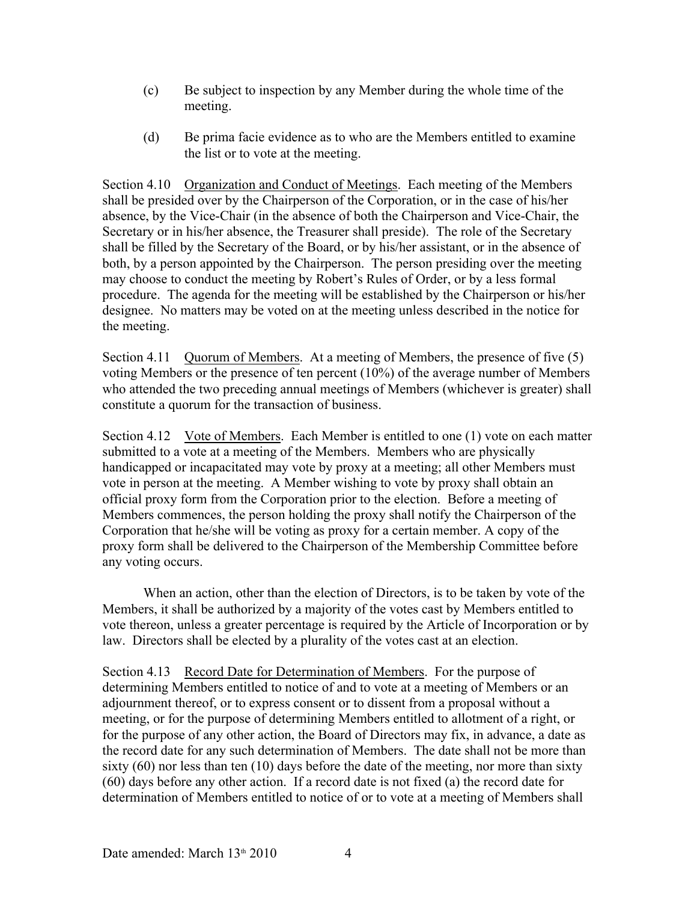(c) Be subject to inspection by any Member during the whole time of the meeting.

(d) Be prima facie evidence as to who are the Members entitled to examine the list or to vote at the meeting.

Section 4.10 Organization and Conduct of Meetings. Each meeting of the Members shall be presided over by the Chairperson of the Corporation, or in the case of his/her absence, by the Vice-Chair (in the absence of both the Chairperson and Vice-Chair, the Secretary or in his/her absence, the Treasurer shall preside). The role of the Secretary shall be filled by the Secretary of the Board, or by his/her assistant, or in the absence of both, by a person appointed by the Chairperson. The person presiding over the meeting may choose to conduct the meeting by Robert's Rules of Order, or by a less formal procedure. The agenda for the meeting will be established by the Chairperson or his/her designee. No matters may be voted on at the meeting unless described in the notice for the meeting.

Section 4.11 Quorum of Members. At a meeting of Members, the presence of five (5) voting Members or the presence of ten percent (10%) of the average number of Members who attended the two preceding annual meetings of Members (whichever is greater) shall constitute a quorum for the transaction of business.

Section 4.12 Vote of Members. Each Member is entitled to one (1) vote on each matter submitted to a vote at a meeting of the Members. Members who are physically handicapped or incapacitated may vote by proxy at a meeting; all other Members must vote in person at the meeting. A Member wishing to vote by proxy shall obtain an official proxy form from the Corporation prior to the election. Before a meeting of Members commences, the person holding the proxy shall notify the Chairperson of the Corporation that he/she will be voting as proxy for a certain member. A copy of the proxy form shall be delivered to the Chairperson of the Membership Committee before any voting occurs.

When an action, other than the election of Directors, is to be taken by vote of the Members, it shall be authorized by a majority of the votes cast by Members entitled to vote thereon, unless a greater percentage is required by the Article of Incorporation or by law. Directors shall be elected by a plurality of the votes cast at an election.

Section 4.13 Record Date for Determination of Members. For the purpose of determining Members entitled to notice of and to vote at a meeting of Members or an adjournment thereof, or to express consent or to dissent from a proposal without a meeting, or for the purpose of determining Members entitled to allotment of a right, or for the purpose of any other action, the Board of Directors may fix, in advance, a date as the record date for any such determination of Members. The date shall not be more than sixty (60) nor less than ten (10) days before the date of the meeting, nor more than sixty (60) days before any other action. If a record date is not fixed (a) the record date for determination of Members entitled to notice of or to vote at a meeting of Members shall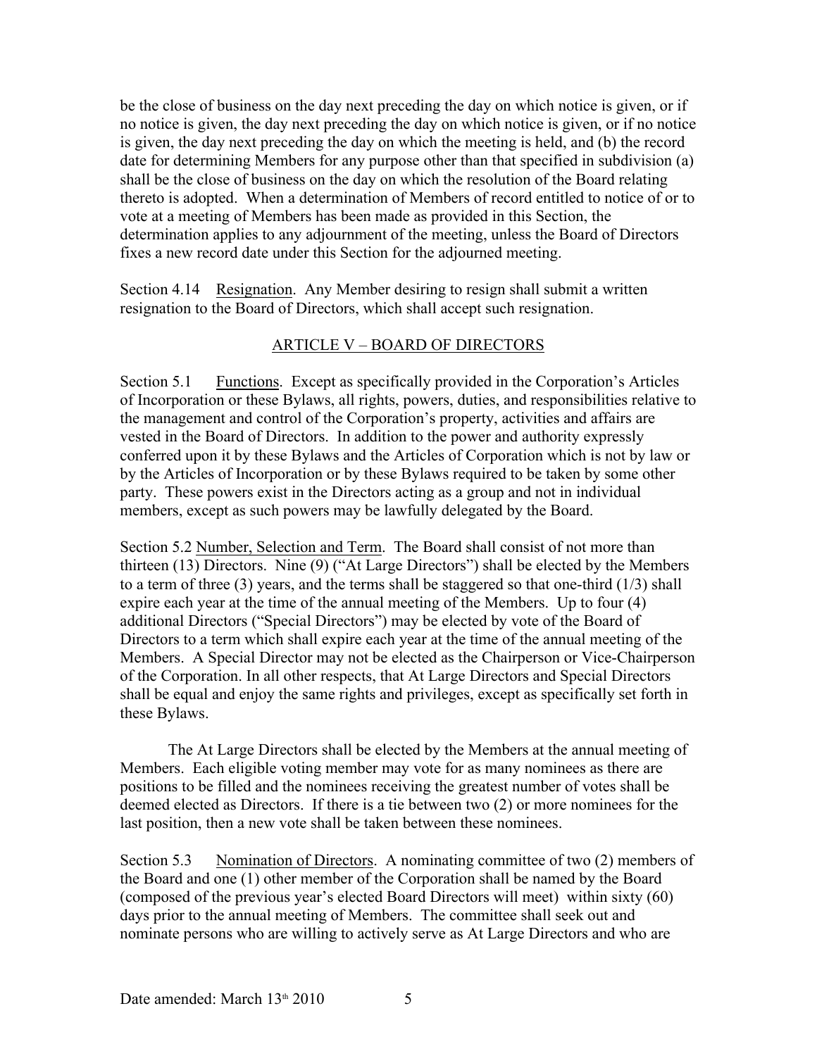be the close of business on the day next preceding the day on which notice is given, or if no notice is given, the day next preceding the day on which notice is given, or if no notice is given, the day next preceding the day on which the meeting is held, and (b) the record date for determining Members for any purpose other than that specified in subdivision (a) shall be the close of business on the day on which the resolution of the Board relating thereto is adopted. When a determination of Members of record entitled to notice of or to vote at a meeting of Members has been made as provided in this Section, the determination applies to any adjournment of the meeting, unless the Board of Directors fixes a new record date under this Section for the adjourned meeting.

Section 4.14 Resignation. Any Member desiring to resign shall submit a written resignation to the Board of Directors, which shall accept such resignation.

## ARTICLE V – BOARD OF DIRECTORS

Section 5.1 Functions. Except as specifically provided in the Corporation's Articles of Incorporation or these Bylaws, all rights, powers, duties, and responsibilities relative to the management and control of the Corporation's property, activities and affairs are vested in the Board of Directors. In addition to the power and authority expressly conferred upon it by these Bylaws and the Articles of Corporation which is not by law or by the Articles of Incorporation or by these Bylaws required to be taken by some other party. These powers exist in the Directors acting as a group and not in individual members, except as such powers may be lawfully delegated by the Board.

Section 5.2 Number, Selection and Term. The Board shall consist of not more than thirteen (13) Directors. Nine (9) ("At Large Directors") shall be elected by the Members to a term of three (3) years, and the terms shall be staggered so that one-third (1/3) shall expire each year at the time of the annual meeting of the Members. Up to four (4) additional Directors ("Special Directors") may be elected by vote of the Board of Directors to a term which shall expire each year at the time of the annual meeting of the Members. A Special Director may not be elected as the Chairperson or Vice-Chairperson of the Corporation. In all other respects, that At Large Directors and Special Directors shall be equal and enjoy the same rights and privileges, except as specifically set forth in these Bylaws.

The At Large Directors shall be elected by the Members at the annual meeting of Members. Each eligible voting member may vote for as many nominees as there are positions to be filled and the nominees receiving the greatest number of votes shall be deemed elected as Directors. If there is a tie between two (2) or more nominees for the last position, then a new vote shall be taken between these nominees.

Section 5.3 Nomination of Directors. A nominating committee of two (2) members of the Board and one (1) other member of the Corporation shall be named by the Board (composed of the previous year's elected Board Directors will meet) within sixty (60) days prior to the annual meeting of Members. The committee shall seek out and nominate persons who are willing to actively serve as At Large Directors and who are

Date amended: March 13th 2010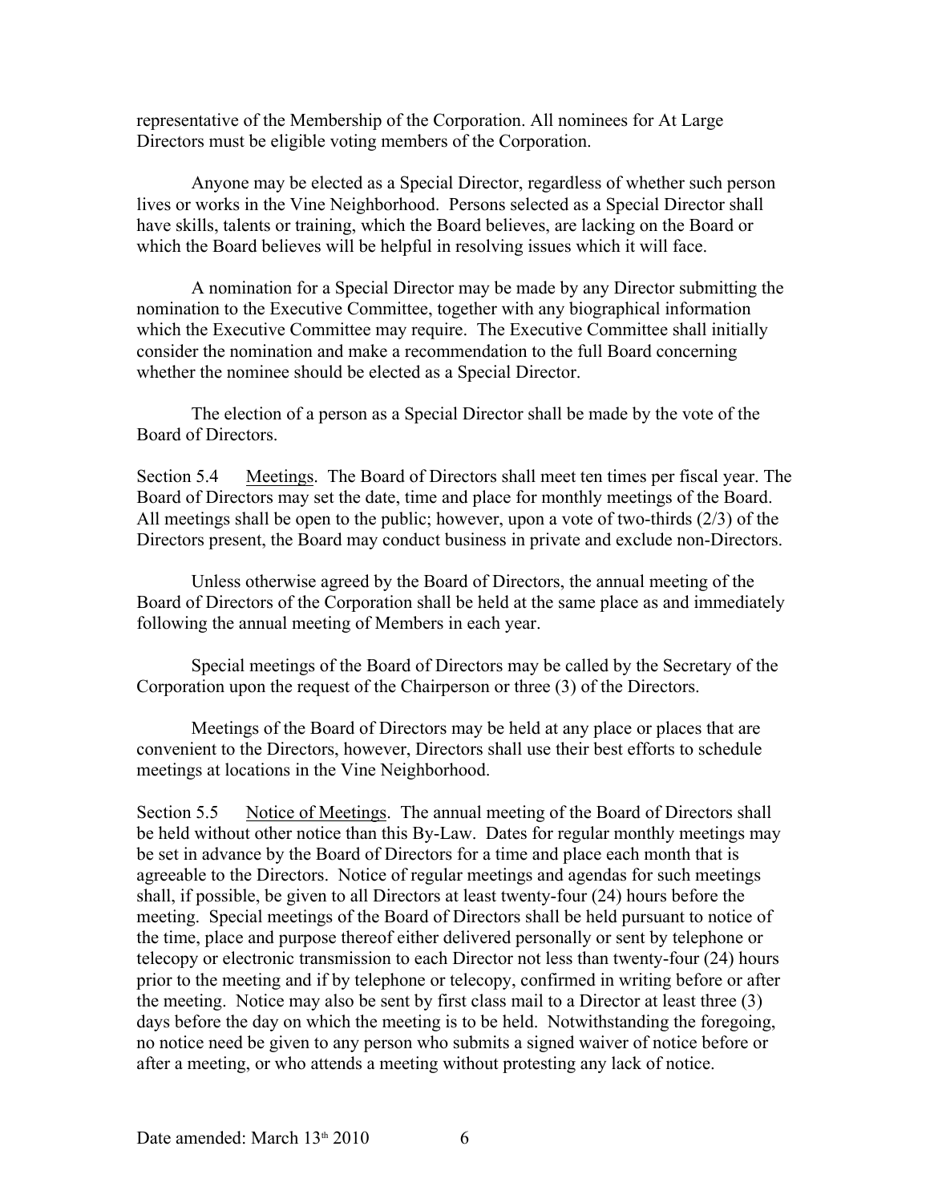representative of the Membership of the Corporation. All nominees for At Large Directors must be eligible voting members of the Corporation.

Anyone may be elected as a Special Director, regardless of whether such person lives or works in the Vine Neighborhood. Persons selected as a Special Director shall have skills, talents or training, which the Board believes, are lacking on the Board or which the Board believes will be helpful in resolving issues which it will face.

A nomination for a Special Director may be made by any Director submitting the nomination to the Executive Committee, together with any biographical information which the Executive Committee may require. The Executive Committee shall initially consider the nomination and make a recommendation to the full Board concerning whether the nominee should be elected as a Special Director.

The election of a person as a Special Director shall be made by the vote of the Board of Directors.

Section 5.4 Meetings. The Board of Directors shall meet ten times per fiscal year. The Board of Directors may set the date, time and place for monthly meetings of the Board. All meetings shall be open to the public; however, upon a vote of two-thirds (2/3) of the Directors present, the Board may conduct business in private and exclude non-Directors.

Unless otherwise agreed by the Board of Directors, the annual meeting of the Board of Directors of the Corporation shall be held at the same place as and immediately following the annual meeting of Members in each year.

Special meetings of the Board of Directors may be called by the Secretary of the Corporation upon the request of the Chairperson or three (3) of the Directors.

Meetings of the Board of Directors may be held at any place or places that are convenient to the Directors, however, Directors shall use their best efforts to schedule meetings at locations in the Vine Neighborhood.

Section 5.5 Notice of Meetings. The annual meeting of the Board of Directors shall be held without other notice than this By-Law. Dates for regular monthly meetings may be set in advance by the Board of Directors for a time and place each month that is agreeable to the Directors. Notice of regular meetings and agendas for such meetings shall, if possible, be given to all Directors at least twenty-four (24) hours before the meeting. Special meetings of the Board of Directors shall be held pursuant to notice of the time, place and purpose thereof either delivered personally or sent by telephone or telecopy or electronic transmission to each Director not less than twenty-four (24) hours prior to the meeting and if by telephone or telecopy, confirmed in writing before or after the meeting. Notice may also be sent by first class mail to a Director at least three (3) days before the day on which the meeting is to be held. Notwithstanding the foregoing, no notice need be given to any person who submits a signed waiver of notice before or after a meeting, or who attends a meeting without protesting any lack of notice.

Date amended: March 13th 2010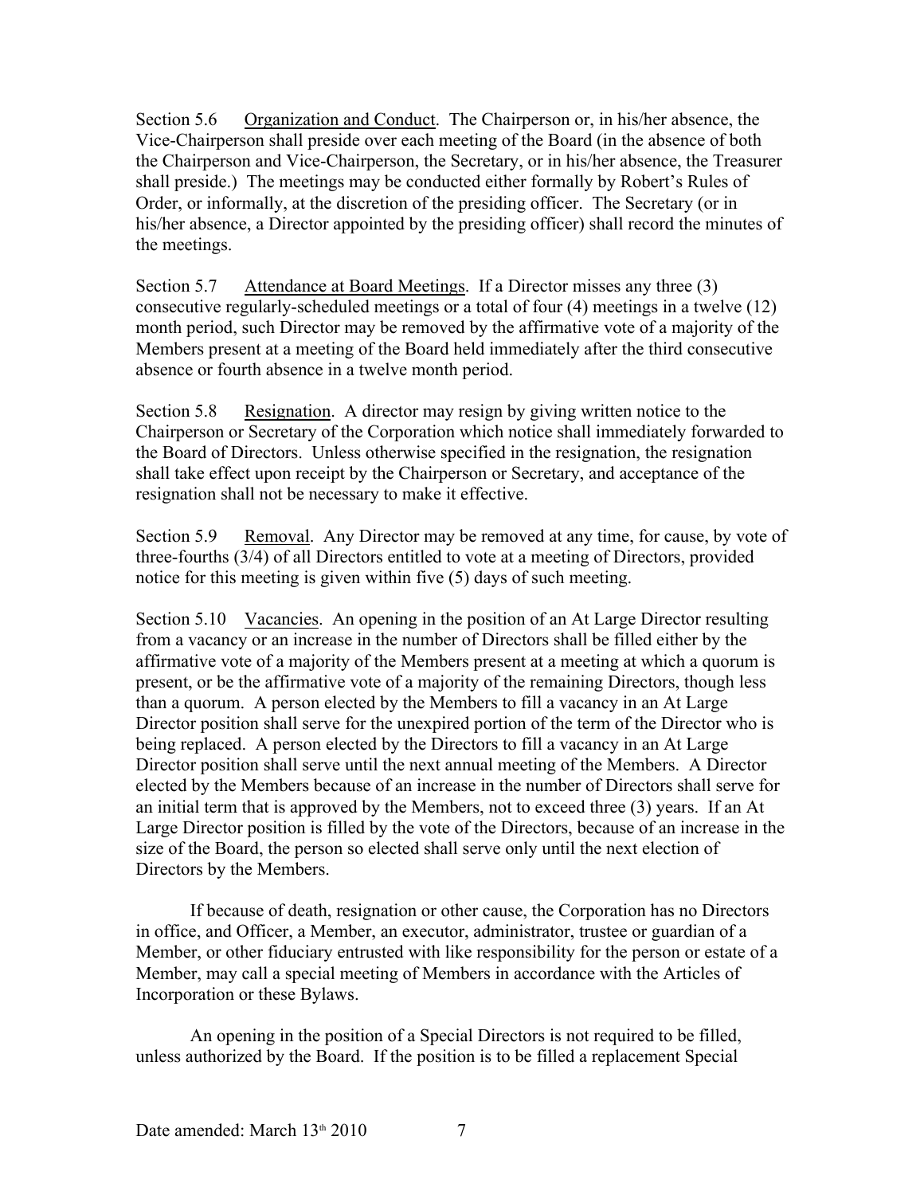Section 5.6 Organization and Conduct. The Chairperson or, in his/her absence, the Vice-Chairperson shall preside over each meeting of the Board (in the absence of both the Chairperson and Vice-Chairperson, the Secretary, or in his/her absence, the Treasurer shall preside.) The meetings may be conducted either formally by Robert's Rules of Order, or informally, at the discretion of the presiding officer. The Secretary (or in his/her absence, a Director appointed by the presiding officer) shall record the minutes of the meetings.

Section 5.7 Attendance at Board Meetings. If a Director misses any three (3) consecutive regularly-scheduled meetings or a total of four (4) meetings in a twelve (12) month period, such Director may be removed by the affirmative vote of a majority of the Members present at a meeting of the Board held immediately after the third consecutive absence or fourth absence in a twelve month period.

Section 5.8 Resignation. A director may resign by giving written notice to the Chairperson or Secretary of the Corporation which notice shall immediately forwarded to the Board of Directors. Unless otherwise specified in the resignation, the resignation shall take effect upon receipt by the Chairperson or Secretary, and acceptance of the resignation shall not be necessary to make it effective.

Section 5.9 Removal. Any Director may be removed at any time, for cause, by vote of three-fourths (3/4) of all Directors entitled to vote at a meeting of Directors, provided notice for this meeting is given within five (5) days of such meeting.

Section 5.10 Vacancies. An opening in the position of an At Large Director resulting from a vacancy or an increase in the number of Directors shall be filled either by the affirmative vote of a majority of the Members present at a meeting at which a quorum is present, or be the affirmative vote of a majority of the remaining Directors, though less than a quorum. A person elected by the Members to fill a vacancy in an At Large Director position shall serve for the unexpired portion of the term of the Director who is being replaced. A person elected by the Directors to fill a vacancy in an At Large Director position shall serve until the next annual meeting of the Members. A Director elected by the Members because of an increase in the number of Directors shall serve for an initial term that is approved by the Members, not to exceed three (3) years. If an At Large Director position is filled by the vote of the Directors, because of an increase in the size of the Board, the person so elected shall serve only until the next election of Directors by the Members.

If because of death, resignation or other cause, the Corporation has no Directors in office, and Officer, a Member, an executor, administrator, trustee or guardian of a Member, or other fiduciary entrusted with like responsibility for the person or estate of a Member, may call a special meeting of Members in accordance with the Articles of Incorporation or these Bylaws.

An opening in the position of a Special Directors is not required to be filled, unless authorized by the Board. If the position is to be filled a replacement Special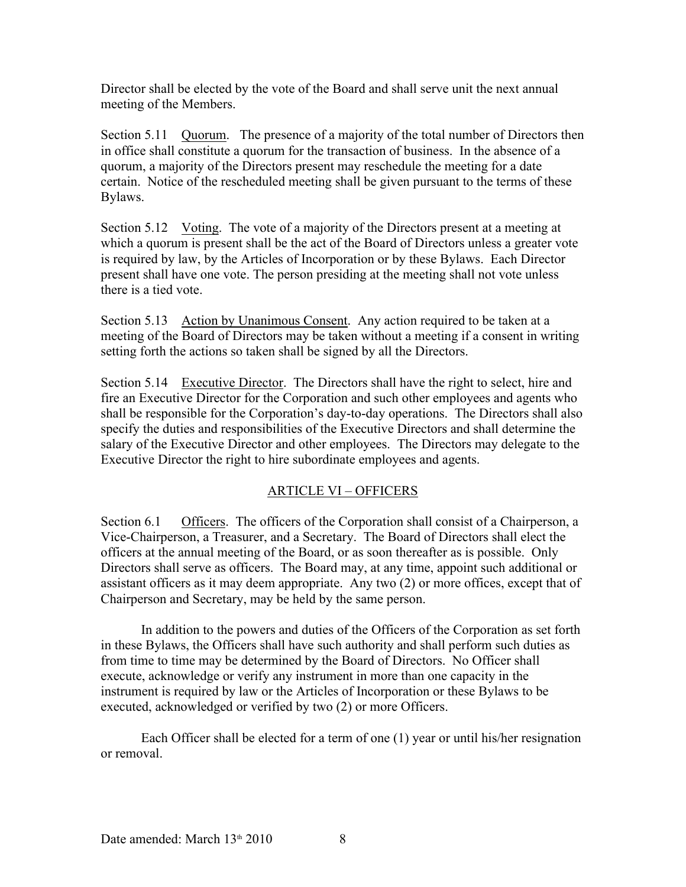Director shall be elected by the vote of the Board and shall serve unit the next annual meeting of the Members.

Section 5.11 Quorum. The presence of a majority of the total number of Directors then in office shall constitute a quorum for the transaction of business. In the absence of a quorum, a majority of the Directors present may reschedule the meeting for a date certain. Notice of the rescheduled meeting shall be given pursuant to the terms of these Bylaws.

Section 5.12 Voting. The vote of a majority of the Directors present at a meeting at which a quorum is present shall be the act of the Board of Directors unless a greater vote is required by law, by the Articles of Incorporation or by these Bylaws. Each Director present shall have one vote. The person presiding at the meeting shall not vote unless there is a tied vote.

Section 5.13 Action by Unanimous Consent. Any action required to be taken at a meeting of the Board of Directors may be taken without a meeting if a consent in writing setting forth the actions so taken shall be signed by all the Directors.

Section 5.14 Executive Director. The Directors shall have the right to select, hire and fire an Executive Director for the Corporation and such other employees and agents who shall be responsible for the Corporation's day-to-day operations. The Directors shall also specify the duties and responsibilities of the Executive Directors and shall determine the salary of the Executive Director and other employees. The Directors may delegate to the Executive Director the right to hire subordinate employees and agents.

## ARTICLE VI – OFFICERS

Section 6.1 Officers. The officers of the Corporation shall consist of a Chairperson, a Vice-Chairperson, a Treasurer, and a Secretary. The Board of Directors shall elect the officers at the annual meeting of the Board, or as soon thereafter as is possible. Only Directors shall serve as officers. The Board may, at any time, appoint such additional or assistant officers as it may deem appropriate. Any two (2) or more offices, except that of Chairperson and Secretary, may be held by the same person.

In addition to the powers and duties of the Officers of the Corporation as set forth in these Bylaws, the Officers shall have such authority and shall perform such duties as from time to time may be determined by the Board of Directors. No Officer shall execute, acknowledge or verify any instrument in more than one capacity in the instrument is required by law or the Articles of Incorporation or these Bylaws to be executed, acknowledged or verified by two (2) or more Officers.

Each Officer shall be elected for a term of one (1) year or until his/her resignation or removal.

Date amended: March 13th 2010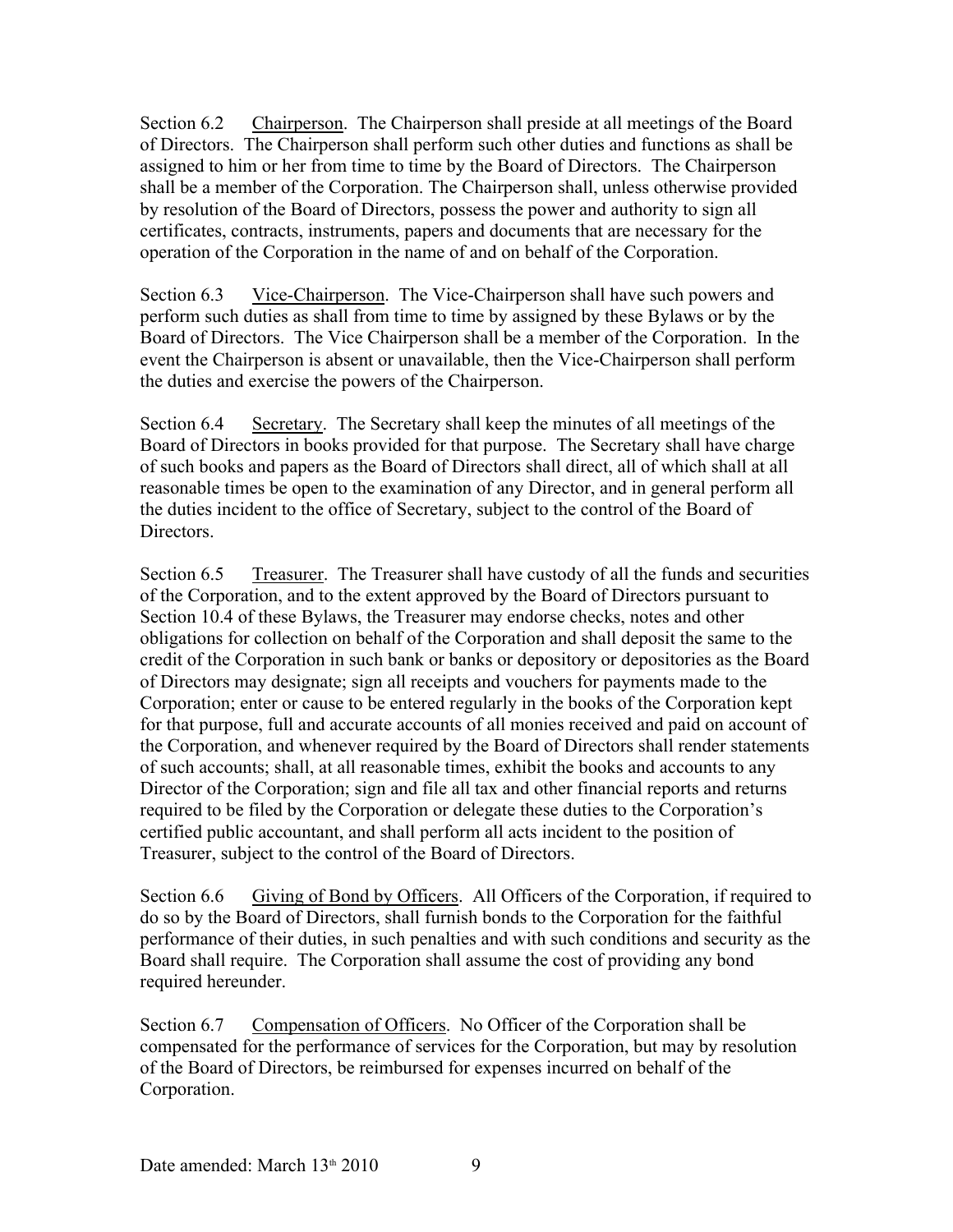Section 6.2 Chairperson. The Chairperson shall preside at all meetings of the Board of Directors. The Chairperson shall perform such other duties and functions as shall be assigned to him or her from time to time by the Board of Directors. The Chairperson shall be a member of the Corporation. The Chairperson shall, unless otherwise provided by resolution of the Board of Directors, possess the power and authority to sign all certificates, contracts, instruments, papers and documents that are necessary for the operation of the Corporation in the name of and on behalf of the Corporation.

Section 6.3 Vice-Chairperson. The Vice-Chairperson shall have such powers and perform such duties as shall from time to time by assigned by these Bylaws or by the Board of Directors. The Vice Chairperson shall be a member of the Corporation. In the event the Chairperson is absent or unavailable, then the Vice-Chairperson shall perform the duties and exercise the powers of the Chairperson.

Section 6.4 Secretary. The Secretary shall keep the minutes of all meetings of the Board of Directors in books provided for that purpose. The Secretary shall have charge of such books and papers as the Board of Directors shall direct, all of which shall at all reasonable times be open to the examination of any Director, and in general perform all the duties incident to the office of Secretary, subject to the control of the Board of Directors.

Section 6.5 Treasurer. The Treasurer shall have custody of all the funds and securities of the Corporation, and to the extent approved by the Board of Directors pursuant to Section 10.4 of these Bylaws, the Treasurer may endorse checks, notes and other obligations for collection on behalf of the Corporation and shall deposit the same to the credit of the Corporation in such bank or banks or depository or depositories as the Board of Directors may designate; sign all receipts and vouchers for payments made to the Corporation; enter or cause to be entered regularly in the books of the Corporation kept for that purpose, full and accurate accounts of all monies received and paid on account of the Corporation, and whenever required by the Board of Directors shall render statements of such accounts; shall, at all reasonable times, exhibit the books and accounts to any Director of the Corporation; sign and file all tax and other financial reports and returns required to be filed by the Corporation or delegate these duties to the Corporation's certified public accountant, and shall perform all acts incident to the position of Treasurer, subject to the control of the Board of Directors.

Section 6.6 Giving of Bond by Officers. All Officers of the Corporation, if required to do so by the Board of Directors, shall furnish bonds to the Corporation for the faithful performance of their duties, in such penalties and with such conditions and security as the Board shall require. The Corporation shall assume the cost of providing any bond required hereunder.

Section 6.7 Compensation of Officers. No Officer of the Corporation shall be compensated for the performance of services for the Corporation, but may by resolution of the Board of Directors, be reimbursed for expenses incurred on behalf of the Corporation.

Date amended: March 13th 2010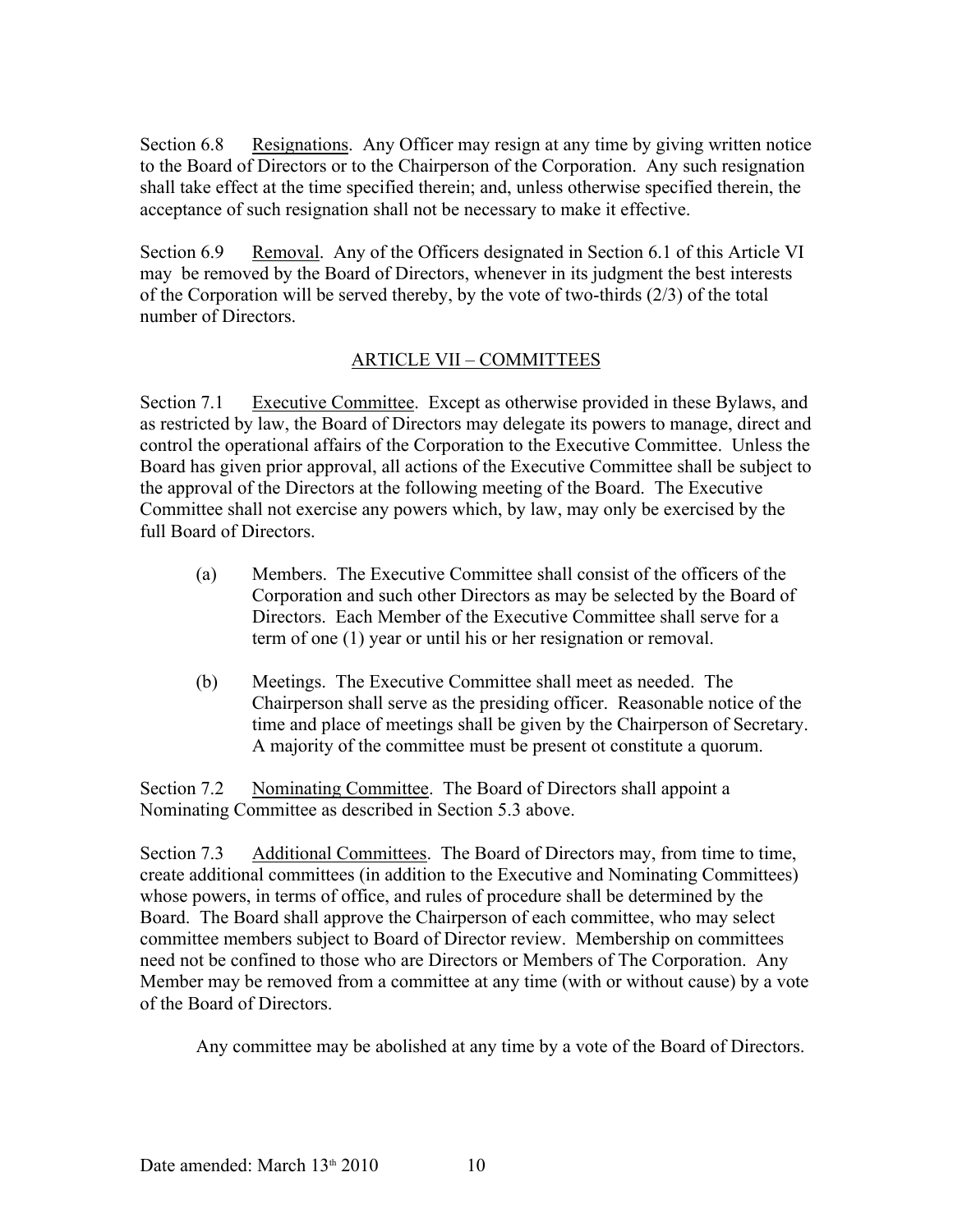Section 6.8 Resignations. Any Officer may resign at any time by giving written notice to the Board of Directors or to the Chairperson of the Corporation. Any such resignation shall take effect at the time specified therein; and, unless otherwise specified therein, the acceptance of such resignation shall not be necessary to make it effective.

Section 6.9 Removal. Any of the Officers designated in Section 6.1 of this Article VI may be removed by the Board of Directors, whenever in its judgment the best interests of the Corporation will be served thereby, by the vote of two-thirds (2/3) of the total number of Directors.

## ARTICLE VII – COMMITTEES

Section 7.1 Executive Committee. Except as otherwise provided in these Bylaws, and as restricted by law, the Board of Directors may delegate its powers to manage, direct and control the operational affairs of the Corporation to the Executive Committee. Unless the Board has given prior approval, all actions of the Executive Committee shall be subject to the approval of the Directors at the following meeting of the Board. The Executive Committee shall not exercise any powers which, by law, may only be exercised by the full Board of Directors.

(a) Members. The Executive Committee shall consist of the officers of the Corporation and such other Directors as may be selected by the Board of Directors. Each Member of the Executive Committee shall serve for a term of one (1) year or until his or her resignation or removal.

(b) Meetings. The Executive Committee shall meet as needed. The Chairperson shall serve as the presiding officer. Reasonable notice of the time and place of meetings shall be given by the Chairperson of Secretary. A majority of the committee must be present ot constitute a quorum.

Section 7.2 Nominating Committee. The Board of Directors shall appoint a Nominating Committee as described in Section 5.3 above.

Section 7.3 Additional Committees. The Board of Directors may, from time to time, create additional committees (in addition to the Executive and Nominating Committees) whose powers, in terms of office, and rules of procedure shall be determined by the Board. The Board shall approve the Chairperson of each committee, who may select committee members subject to Board of Director review. Membership on committees need not be confined to those who are Directors or Members of The Corporation. Any Member may be removed from a committee at any time (with or without cause) by a vote of the Board of Directors.

Any committee may be abolished at any time by a vote of the Board of Directors.

Date amended: March 13th 2010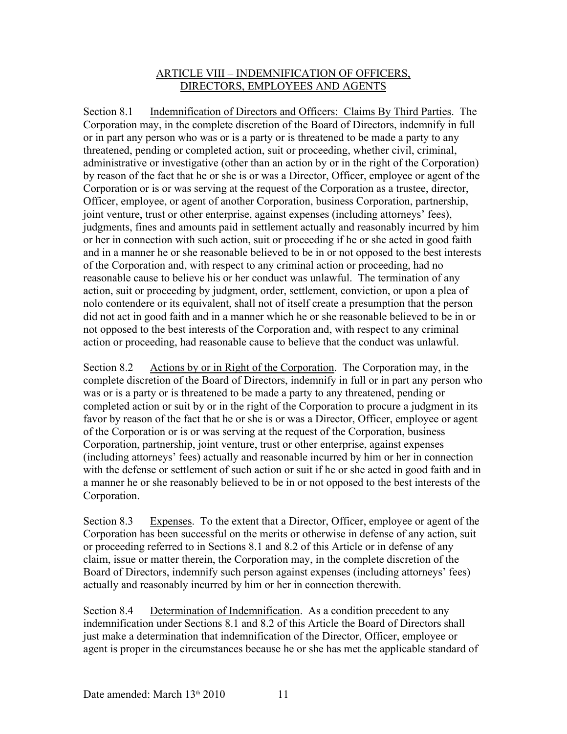## ARTICLE VIII – INDEMNIFICATION OF OFFICERS, DIRECTORS, EMPLOYEES AND AGENTS

Section 8.1 Indemnification of Directors and Officers: Claims By Third Parties. The Corporation may, in the complete discretion of the Board of Directors, indemnify in full or in part any person who was or is a party or is threatened to be made a party to any threatened, pending or completed action, suit or proceeding, whether civil, criminal, administrative or investigative (other than an action by or in the right of the Corporation) by reason of the fact that he or she is or was a Director, Officer, employee or agent of the Corporation or is or was serving at the request of the Corporation as a trustee, director, Officer, employee, or agent of another Corporation, business Corporation, partnership, joint venture, trust or other enterprise, against expenses (including attorneys' fees), judgments, fines and amounts paid in settlement actually and reasonably incurred by him or her in connection with such action, suit or proceeding if he or she acted in good faith and in a manner he or she reasonable believed to be in or not opposed to the best interests of the Corporation and, with respect to any criminal action or proceeding, had no reasonable cause to believe his or her conduct was unlawful. The termination of any action, suit or proceeding by judgment, order, settlement, conviction, or upon a plea of nolo contendere or its equivalent, shall not of itself create a presumption that the person did not act in good faith and in a manner which he or she reasonable believed to be in or not opposed to the best interests of the Corporation and, with respect to any criminal action or proceeding, had reasonable cause to believe that the conduct was unlawful.

Section 8.2 Actions by or in Right of the Corporation. The Corporation may, in the complete discretion of the Board of Directors, indemnify in full or in part any person who was or is a party or is threatened to be made a party to any threatened, pending or completed action or suit by or in the right of the Corporation to procure a judgment in its favor by reason of the fact that he or she is or was a Director, Officer, employee or agent of the Corporation or is or was serving at the request of the Corporation, business Corporation, partnership, joint venture, trust or other enterprise, against expenses (including attorneys' fees) actually and reasonable incurred by him or her in connection with the defense or settlement of such action or suit if he or she acted in good faith and in a manner he or she reasonably believed to be in or not opposed to the best interests of the Corporation.

Section 8.3 Expenses. To the extent that a Director, Officer, employee or agent of the Corporation has been successful on the merits or otherwise in defense of any action, suit or proceeding referred to in Sections 8.1 and 8.2 of this Article or in defense of any claim, issue or matter therein, the Corporation may, in the complete discretion of the Board of Directors, indemnify such person against expenses (including attorneys' fees) actually and reasonably incurred by him or her in connection therewith.

Section 8.4 Determination of Indemnification. As a condition precedent to any indemnification under Sections 8.1 and 8.2 of this Article the Board of Directors shall just make a determination that indemnification of the Director, Officer, employee or agent is proper in the circumstances because he or she has met the applicable standard of

Date amended: March 13th 2010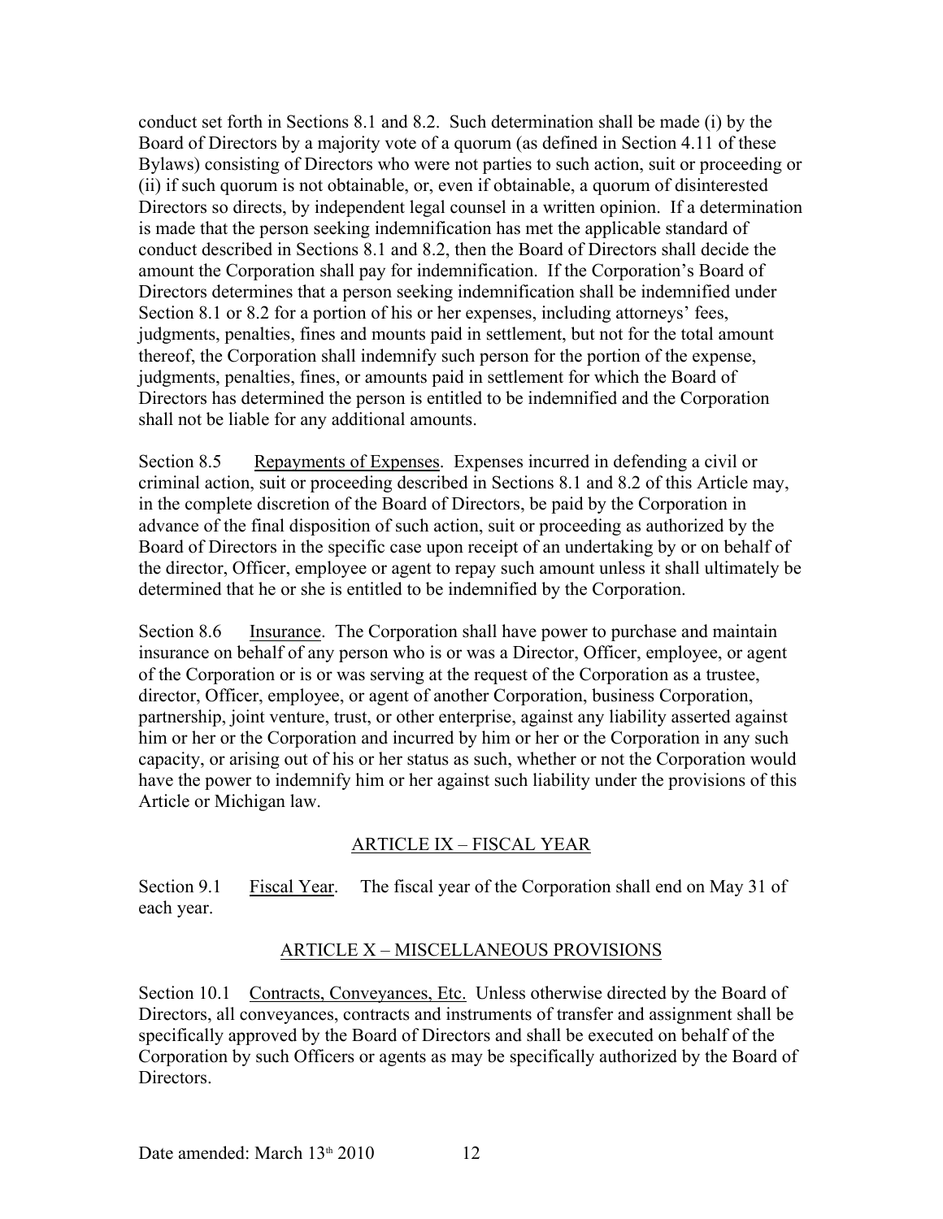conduct set forth in Sections 8.1 and 8.2. Such determination shall be made (i) by the Board of Directors by a majority vote of a quorum (as defined in Section 4.11 of these Bylaws) consisting of Directors who were not parties to such action, suit or proceeding or (ii) if such quorum is not obtainable, or, even if obtainable, a quorum of disinterested Directors so directs, by independent legal counsel in a written opinion. If a determination is made that the person seeking indemnification has met the applicable standard of conduct described in Sections 8.1 and 8.2, then the Board of Directors shall decide the amount the Corporation shall pay for indemnification. If the Corporation's Board of Directors determines that a person seeking indemnification shall be indemnified under Section 8.1 or 8.2 for a portion of his or her expenses, including attorneys' fees, judgments, penalties, fines and mounts paid in settlement, but not for the total amount thereof, the Corporation shall indemnify such person for the portion of the expense, judgments, penalties, fines, or amounts paid in settlement for which the Board of Directors has determined the person is entitled to be indemnified and the Corporation shall not be liable for any additional amounts.

Section 8.5 Repayments of Expenses. Expenses incurred in defending a civil or criminal action, suit or proceeding described in Sections 8.1 and 8.2 of this Article may, in the complete discretion of the Board of Directors, be paid by the Corporation in advance of the final disposition of such action, suit or proceeding as authorized by the Board of Directors in the specific case upon receipt of an undertaking by or on behalf of the director, Officer, employee or agent to repay such amount unless it shall ultimately be determined that he or she is entitled to be indemnified by the Corporation.

Section 8.6 Insurance. The Corporation shall have power to purchase and maintain insurance on behalf of any person who is or was a Director, Officer, employee, or agent of the Corporation or is or was serving at the request of the Corporation as a trustee, director, Officer, employee, or agent of another Corporation, business Corporation, partnership, joint venture, trust, or other enterprise, against any liability asserted against him or her or the Corporation and incurred by him or her or the Corporation in any such capacity, or arising out of his or her status as such, whether or not the Corporation would have the power to indemnify him or her against such liability under the provisions of this Article or Michigan law.

## ARTICLE IX – FISCAL YEAR

Section 9.1 Fiscal Year. The fiscal year of the Corporation shall end on May 31 of each year.

## ARTICLE X – MISCELLANEOUS PROVISIONS

Section 10.1 Contracts, Conveyances, Etc. Unless otherwise directed by the Board of Directors, all conveyances, contracts and instruments of transfer and assignment shall be specifically approved by the Board of Directors and shall be executed on behalf of the Corporation by such Officers or agents as may be specifically authorized by the Board of Directors.

Date amended: March 13th 2010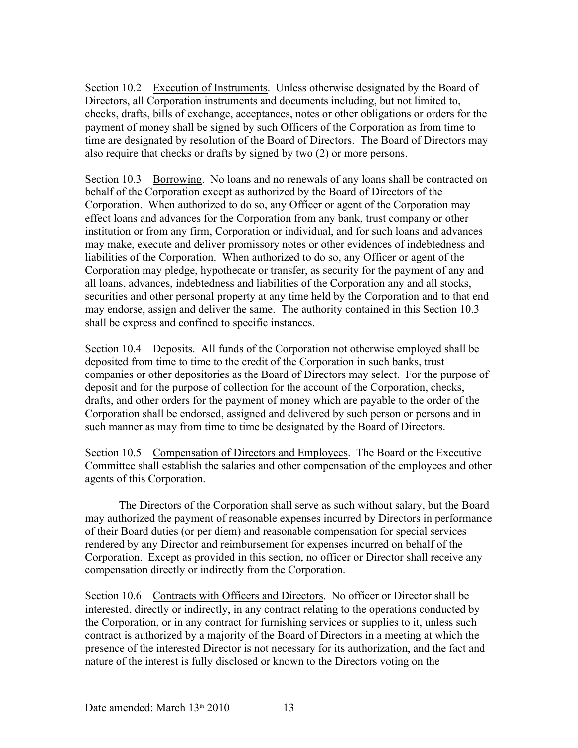Section 10.2 Execution of Instruments. Unless otherwise designated by the Board of Directors, all Corporation instruments and documents including, but not limited to, checks, drafts, bills of exchange, acceptances, notes or other obligations or orders for the payment of money shall be signed by such Officers of the Corporation as from time to time are designated by resolution of the Board of Directors. The Board of Directors may also require that checks or drafts by signed by two (2) or more persons.

Section 10.3 Borrowing. No loans and no renewals of any loans shall be contracted on behalf of the Corporation except as authorized by the Board of Directors of the Corporation. When authorized to do so, any Officer or agent of the Corporation may effect loans and advances for the Corporation from any bank, trust company or other institution or from any firm, Corporation or individual, and for such loans and advances may make, execute and deliver promissory notes or other evidences of indebtedness and liabilities of the Corporation. When authorized to do so, any Officer or agent of the Corporation may pledge, hypothecate or transfer, as security for the payment of any and all loans, advances, indebtedness and liabilities of the Corporation any and all stocks, securities and other personal property at any time held by the Corporation and to that end may endorse, assign and deliver the same. The authority contained in this Section 10.3 shall be express and confined to specific instances.

Section 10.4 Deposits. All funds of the Corporation not otherwise employed shall be deposited from time to time to the credit of the Corporation in such banks, trust companies or other depositories as the Board of Directors may select. For the purpose of deposit and for the purpose of collection for the account of the Corporation, checks, drafts, and other orders for the payment of money which are payable to the order of the Corporation shall be endorsed, assigned and delivered by such person or persons and in such manner as may from time to time be designated by the Board of Directors.

Section 10.5 Compensation of Directors and Employees. The Board or the Executive Committee shall establish the salaries and other compensation of the employees and other agents of this Corporation.

The Directors of the Corporation shall serve as such without salary, but the Board may authorized the payment of reasonable expenses incurred by Directors in performance of their Board duties (or per diem) and reasonable compensation for special services rendered by any Director and reimbursement for expenses incurred on behalf of the Corporation. Except as provided in this section, no officer or Director shall receive any compensation directly or indirectly from the Corporation.

Section 10.6 Contracts with Officers and Directors. No officer or Director shall be interested, directly or indirectly, in any contract relating to the operations conducted by the Corporation, or in any contract for furnishing services or supplies to it, unless such contract is authorized by a majority of the Board of Directors in a meeting at which the presence of the interested Director is not necessary for its authorization, and the fact and nature of the interest is fully disclosed or known to the Directors voting on the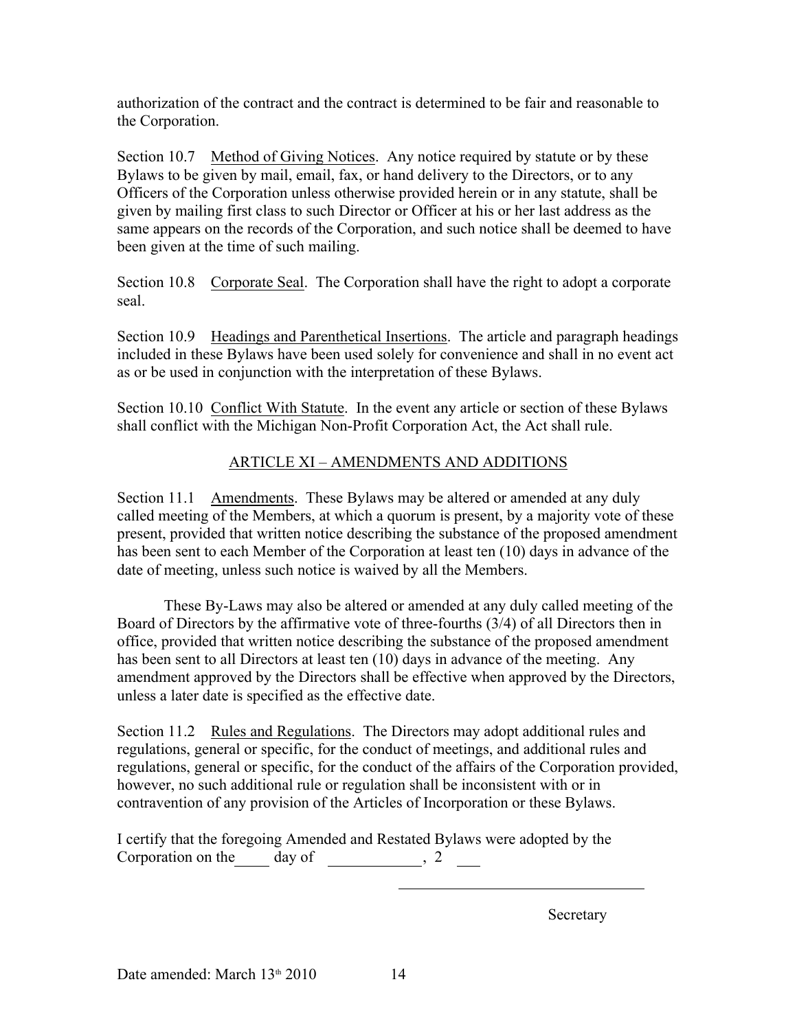authorization of the contract and the contract is determined to be fair and reasonable to the Corporation.

Section 10.7 Method of Giving Notices. Any notice required by statute or by these Bylaws to be given by mail, email, fax, or hand delivery to the Directors, or to any Officers of the Corporation unless otherwise provided herein or in any statute, shall be given by mailing first class to such Director or Officer at his or her last address as the same appears on the records of the Corporation, and such notice shall be deemed to have been given at the time of such mailing.

Section 10.8 Corporate Seal. The Corporation shall have the right to adopt a corporate seal.

Section 10.9 Headings and Parenthetical Insertions. The article and paragraph headings included in these Bylaws have been used solely for convenience and shall in no event act as or be used in conjunction with the interpretation of these Bylaws.

Section 10.10 Conflict With Statute. In the event any article or section of these Bylaws shall conflict with the Michigan Non-Profit Corporation Act, the Act shall rule.

## ARTICLE XI – AMENDMENTS AND ADDITIONS

Section 11.1 Amendments. These Bylaws may be altered or amended at any duly called meeting of the Members, at which a quorum is present, by a majority vote of these present, provided that written notice describing the substance of the proposed amendment has been sent to each Member of the Corporation at least ten (10) days in advance of the date of meeting, unless such notice is waived by all the Members.

These By-Laws may also be altered or amended at any duly called meeting of the Board of Directors by the affirmative vote of three-fourths (3/4) of all Directors then in office, provided that written notice describing the substance of the proposed amendment has been sent to all Directors at least ten (10) days in advance of the meeting. Any amendment approved by the Directors shall be effective when approved by the Directors, unless a later date is specified as the effective date.

Section 11.2 Rules and Regulations. The Directors may adopt additional rules and regulations, general or specific, for the conduct of meetings, and additional rules and regulations, general or specific, for the conduct of the affairs of the Corporation provided, however, no such additional rule or regulation shall be inconsistent with or in contravention of any provision of the Articles of Incorporation or these Bylaws.

I certify that the foregoing Amended and Restated Bylaws were adopted by the Corporation on the\_\_\_\_\_ day of \_\_\_\_\_\_\_\_\_\_\_\_\_, 2\_\_\_

\_\_\_\_\_\_\_\_\_\_\_\_\_\_\_\_\_\_\_\_\_\_\_\_\_\_\_\_\_\_\_\_

Secretary

Date amended: March 13th 2010